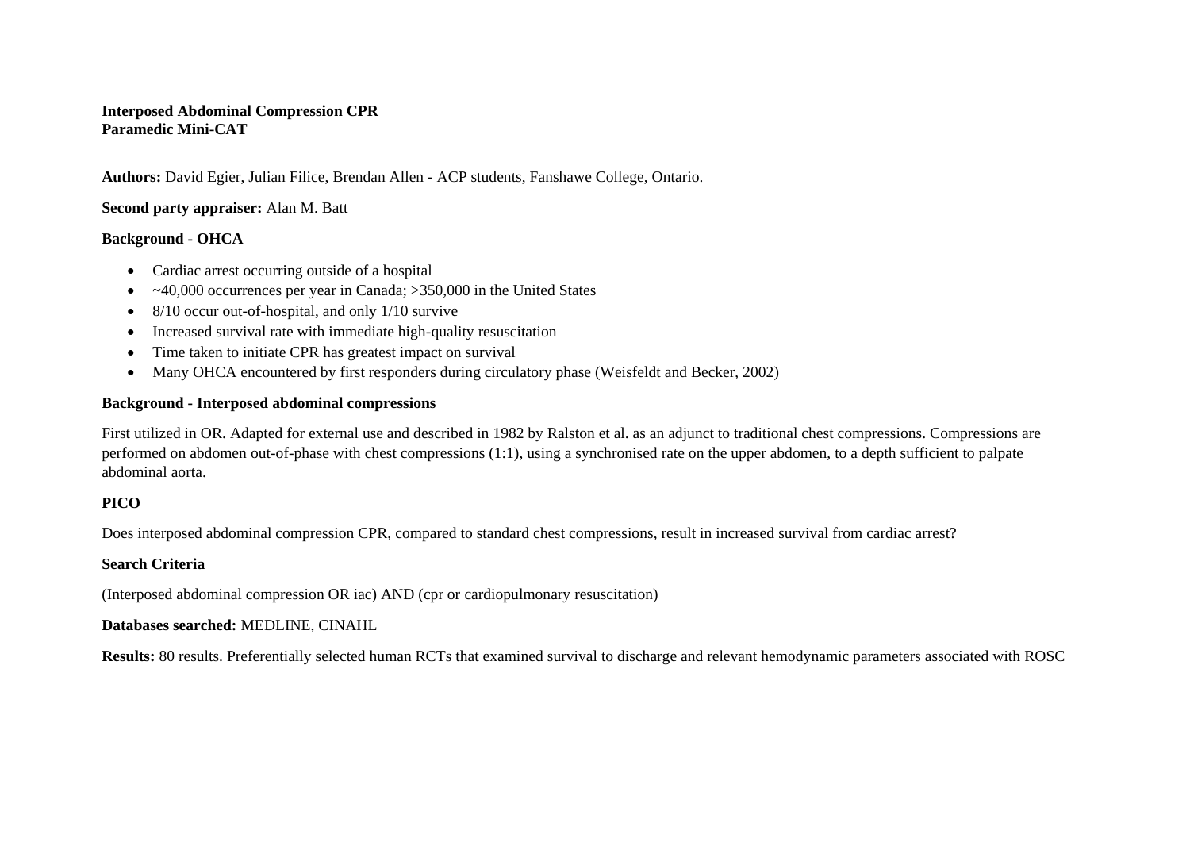**Interposed Abdominal Compression CPR**
**Paramedic Mini-CAT**

**Authors:** David Egier, Julian Filice, Brendan Allen - ACP students, Fanshawe College, Ontario.

**Second party appraiser:** Alan M. Batt

**Background - OHCA**

- Cardiac arrest occurring outside of a hospital
- ~40,000 occurrences per year in Canada; >350,000 in the United States
- 8/10 occur out-of-hospital, and only 1/10 survive
- Increased survival rate with immediate high-quality resuscitation
- Time taken to initiate CPR has greatest impact on survival
- Many OHCA encountered by first responders during circulatory phase (Weisfeldt and Becker, 2002)

**Background - Interposed abdominal compressions**

First utilized in OR. Adapted for external use and described in 1982 by Ralston et al. as an adjunct to traditional chest compressions. Compressions are performed on abdomen out-of-phase with chest compressions (1:1), using a synchronised rate on the upper abdomen, to a depth sufficient to palpate abdominal aorta.

**PICO**

Does interposed abdominal compression CPR, compared to standard chest compressions, result in increased survival from cardiac arrest?

**Search Criteria**

(Interposed abdominal compression OR iac) AND (cpr or cardiopulmonary resuscitation)

**Databases searched:** MEDLINE, CINAHL

**Results:** 80 results. Preferentially selected human RCTs that examined survival to discharge and relevant hemodynamic parameters associated with ROSC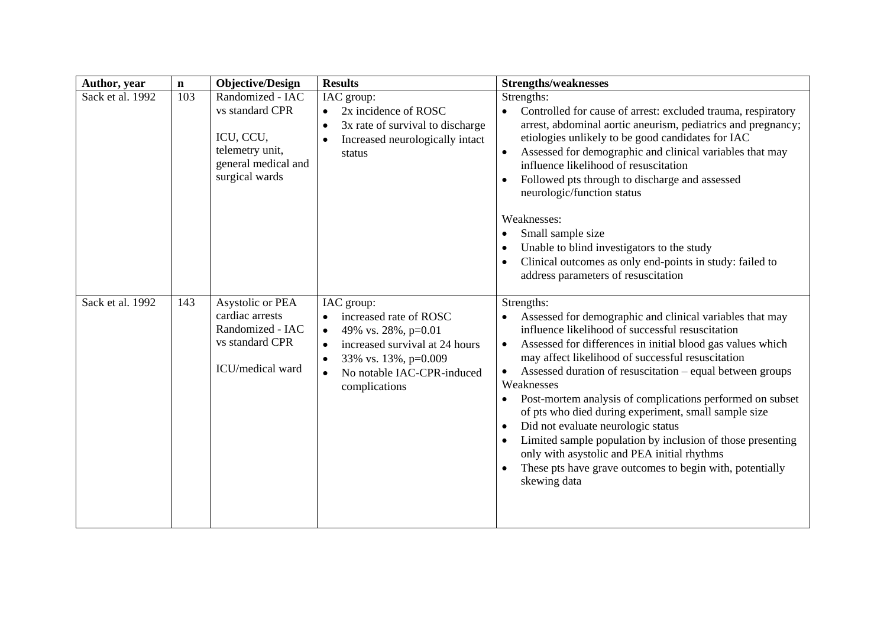| Author, year | n | Objective/Design | Results | Strengths/weaknesses |
|---|---|---|---|---|
| Sack et al. 1992 | 103 | Randomized - IAC vs standard CPR<br><br>ICU, CCU, telemetry unit, general medical and surgical wards | IAC group:<br>• 2x incidence of ROSC<br>• 3x rate of survival to discharge<br>• Increased neurologically intact status | Strengths:<br>• Controlled for cause of arrest: excluded trauma, respiratory arrest, abdominal aortic aneurism, pediatrics and pregnancy; etiologies unlikely to be good candidates for IAC<br>• Assessed for demographic and clinical variables that may influence likelihood of resuscitation<br>• Followed pts through to discharge and assessed neurologic/function status<br><br>Weaknesses:<br>• Small sample size<br>• Unable to blind investigators to the study<br>• Clinical outcomes as only end-points in study: failed to address parameters of resuscitation |
| Sack et al. 1992 | 143 | Asystolic or PEA cardiac arrests Randomized - IAC vs standard CPR<br><br>ICU/medical ward | IAC group:<br>• increased rate of ROSC<br>• 49% vs. 28%, p=0.01<br>• increased survival at 24 hours<br>• 33% vs. 13%, p=0.009<br>• No notable IAC-CPR-induced complications | Strengths:<br>• Assessed for demographic and clinical variables that may influence likelihood of successful resuscitation<br>• Assessed for differences in initial blood gas values which may affect likelihood of successful resuscitation<br>• Assessed duration of resuscitation – equal between groups<br>Weaknesses<br>• Post-mortem analysis of complications performed on subset of pts who died during experiment, small sample size<br>• Did not evaluate neurologic status<br>• Limited sample population by inclusion of those presenting only with asystolic and PEA initial rhythms<br>• These pts have grave outcomes to begin with, potentially skewing data |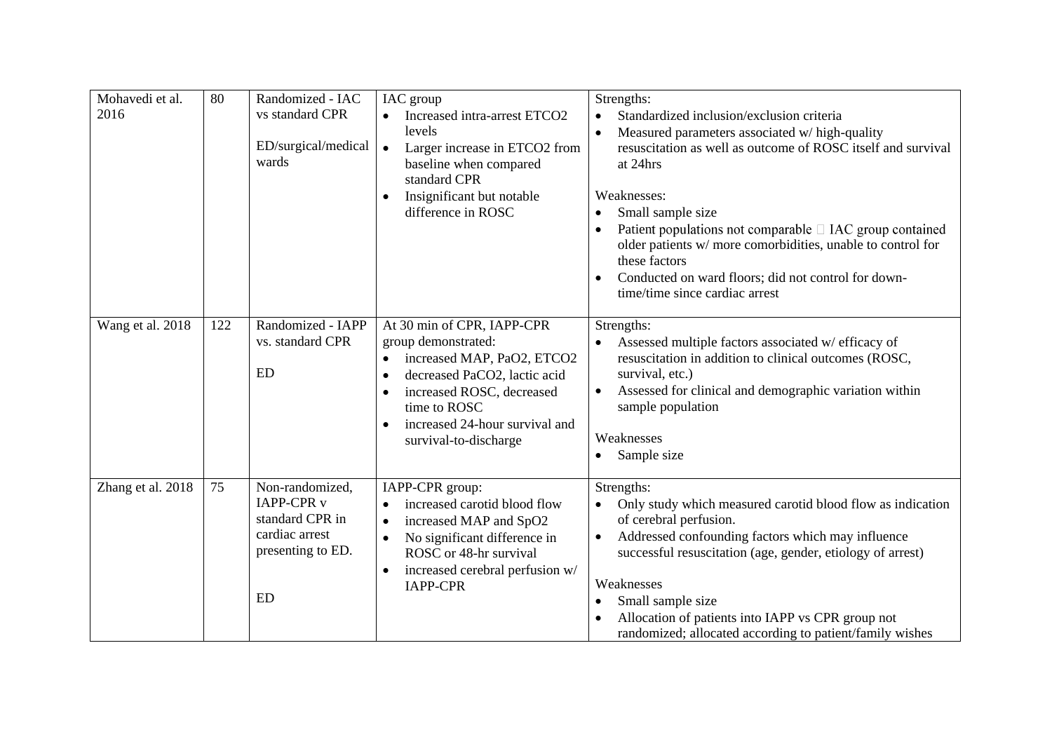| | | | | |
|---|---|---|---|---|
| Mohavedi et al. 2016 | 80 | Randomized - IAC vs standard CPR<br><br>ED/surgical/medical wards | IAC group<br>• Increased intra-arrest ETCO2 levels<br>• Larger increase in ETCO2 from baseline when compared standard CPR<br>• Insignificant but notable difference in ROSC | Strengths:<br>• Standardized inclusion/exclusion criteria<br>• Measured parameters associated w/ high-quality resuscitation as well as outcome of ROSC itself and survival at 24hrs<br><br>Weaknesses:<br>• Small sample size<br>• Patient populations not comparable  IAC group contained older patients w/ more comorbidities, unable to control for these factors<br>• Conducted on ward floors; did not control for down-time/time since cardiac arrest |
| Wang et al. 2018 | 122 | Randomized - IAPP vs. standard CPR<br><br>ED | At 30 min of CPR, IAPP-CPR group demonstrated:<br>• increased MAP, PaO2, ETCO2<br>• decreased PaCO2, lactic acid<br>• increased ROSC, decreased time to ROSC<br>• increased 24-hour survival and survival-to-discharge | Strengths:<br>• Assessed multiple factors associated w/ efficacy of resuscitation in addition to clinical outcomes (ROSC, survival, etc.)<br>• Assessed for clinical and demographic variation within sample population<br><br>Weaknesses<br>• Sample size |
| Zhang et al. 2018 | 75 | Non-randomized, IAPP-CPR v standard CPR in cardiac arrest presenting to ED.<br><br>ED | IAPP-CPR group:<br>• increased carotid blood flow<br>• increased MAP and SpO2<br>• No significant difference in ROSC or 48-hr survival<br>• increased cerebral perfusion w/ IAPP-CPR | Strengths:<br>• Only study which measured carotid blood flow as indication of cerebral perfusion.<br>• Addressed confounding factors which may influence successful resuscitation (age, gender, etiology of arrest)<br><br>Weaknesses<br>• Small sample size<br>• Allocation of patients into IAPP vs CPR group not randomized; allocated according to patient/family wishes |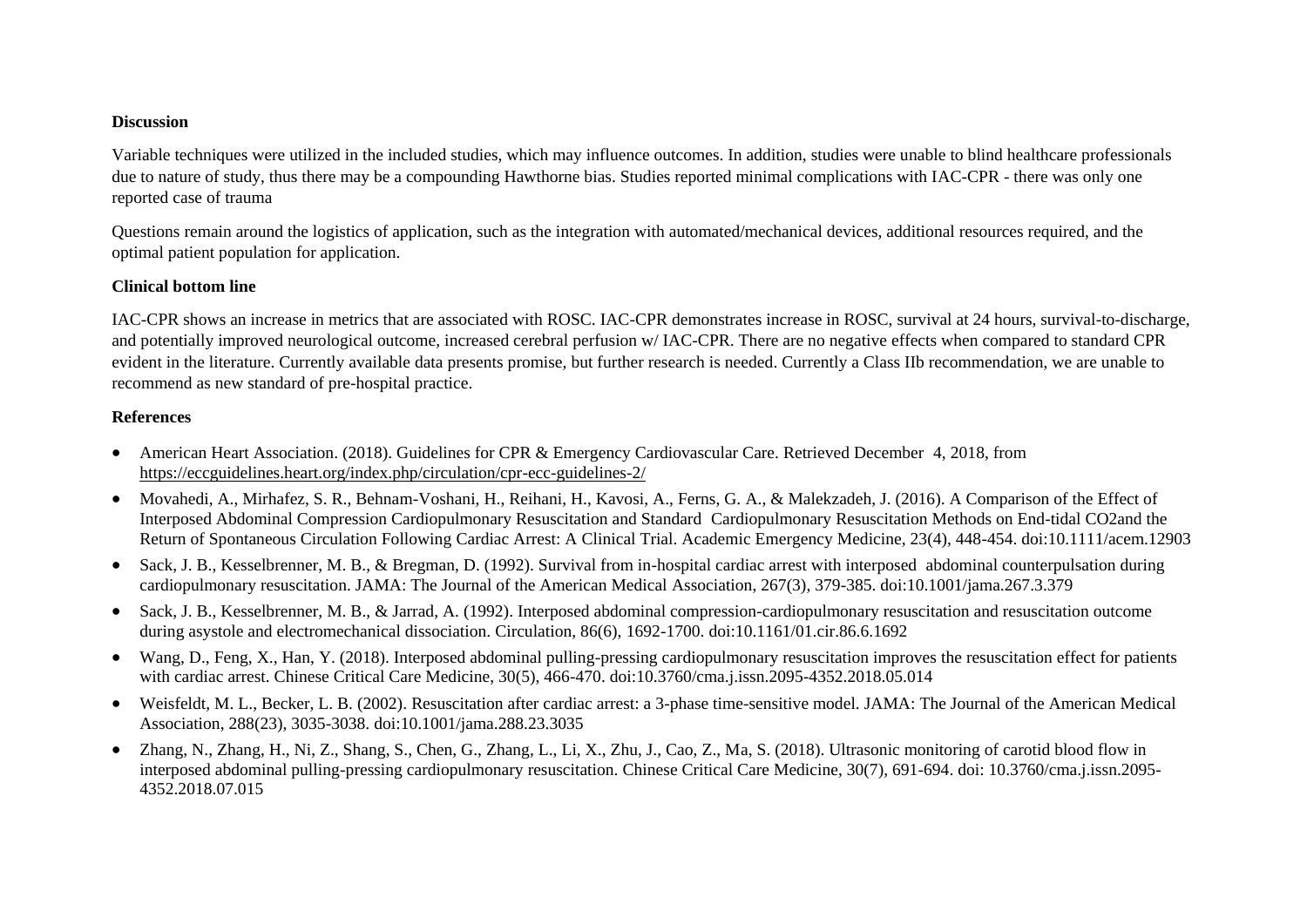**Discussion**

Variable techniques were utilized in the included studies, which may influence outcomes. In addition, studies were unable to blind healthcare professionals due to nature of study, thus there may be a compounding Hawthorne bias. Studies reported minimal complications with IAC-CPR - there was only one reported case of trauma

Questions remain around the logistics of application, such as the integration with automated/mechanical devices, additional resources required, and the optimal patient population for application.

**Clinical bottom line**

IAC-CPR shows an increase in metrics that are associated with ROSC. IAC-CPR demonstrates increase in ROSC, survival at 24 hours, survival-to-discharge, and potentially improved neurological outcome, increased cerebral perfusion w/ IAC-CPR. There are no negative effects when compared to standard CPR evident in the literature. Currently available data presents promise, but further research is needed. Currently a Class IIb recommendation, we are unable to recommend as new standard of pre-hospital practice.

**References**

- American Heart Association. (2018). Guidelines for CPR & Emergency Cardiovascular Care. Retrieved December 4, 2018, from https://eccguidelines.heart.org/index.php/circulation/cpr-ecc-guidelines-2/
- Movahedi, A., Mirhafez, S. R., Behnam-Voshani, H., Reihani, H., Kavosi, A., Ferns, G. A., & Malekzadeh, J. (2016). A Comparison of the Effect of Interposed Abdominal Compression Cardiopulmonary Resuscitation and Standard Cardiopulmonary Resuscitation Methods on End-tidal CO2and the Return of Spontaneous Circulation Following Cardiac Arrest: A Clinical Trial. Academic Emergency Medicine, 23(4), 448-454. doi:10.1111/acem.12903
- Sack, J. B., Kesselbrenner, M. B., & Bregman, D. (1992). Survival from in-hospital cardiac arrest with interposed abdominal counterpulsation during cardiopulmonary resuscitation. JAMA: The Journal of the American Medical Association, 267(3), 379-385. doi:10.1001/jama.267.3.379
- Sack, J. B., Kesselbrenner, M. B., & Jarrad, A. (1992). Interposed abdominal compression-cardiopulmonary resuscitation and resuscitation outcome during asystole and electromechanical dissociation. Circulation, 86(6), 1692-1700. doi:10.1161/01.cir.86.6.1692
- Wang, D., Feng, X., Han, Y. (2018). Interposed abdominal pulling-pressing cardiopulmonary resuscitation improves the resuscitation effect for patients with cardiac arrest. Chinese Critical Care Medicine, 30(5), 466-470. doi:10.3760/cma.j.issn.2095-4352.2018.05.014
- Weisfeldt, M. L., Becker, L. B. (2002). Resuscitation after cardiac arrest: a 3-phase time-sensitive model. JAMA: The Journal of the American Medical Association, 288(23), 3035-3038. doi:10.1001/jama.288.23.3035
- Zhang, N., Zhang, H., Ni, Z., Shang, S., Chen, G., Zhang, L., Li, X., Zhu, J., Cao, Z., Ma, S. (2018). Ultrasonic monitoring of carotid blood flow in interposed abdominal pulling-pressing cardiopulmonary resuscitation. Chinese Critical Care Medicine, 30(7), 691-694. doi: 10.3760/cma.j.issn.2095-4352.2018.07.015